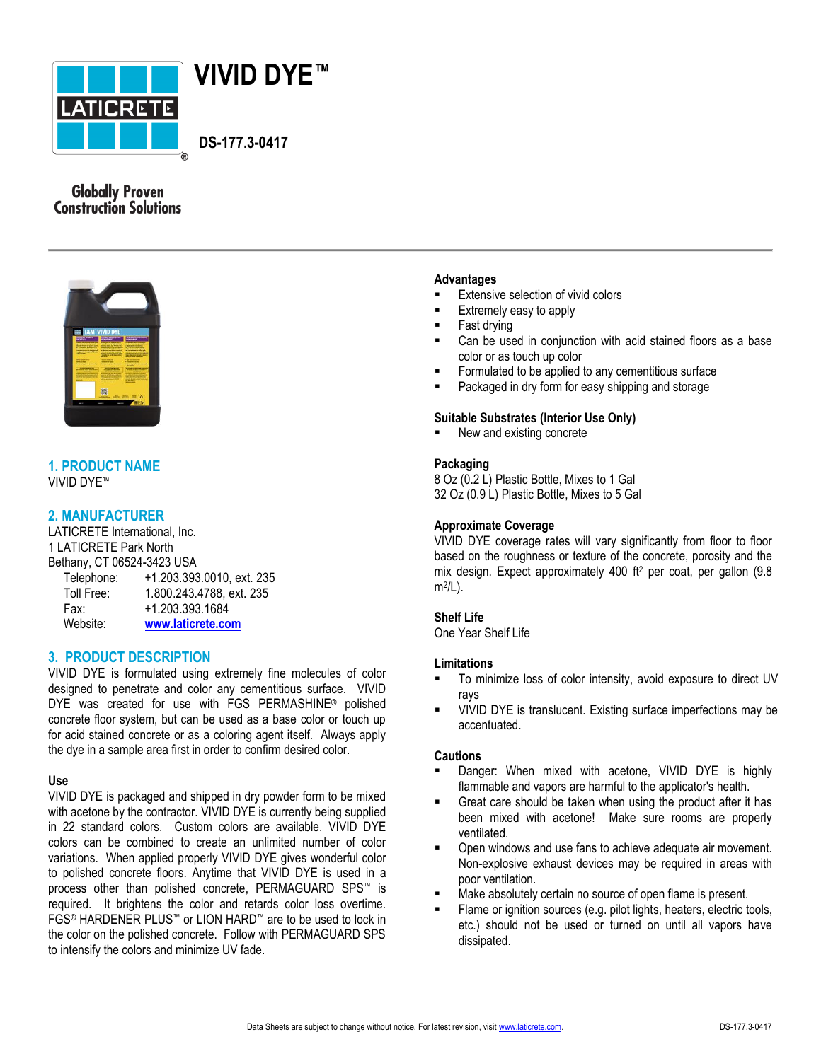# VIVID DYE™

DS-177.3-0417

Globally Proven Construction Solutions

## 1. PRODUCT NAME

VIVID DYE™

## 2. MANUFACTURER

LATICRETE International, Inc.
1 LATICRETE Park North
Bethany, CT 06524-3423 USA

| | |
|---|---|
| Telephone: | +1.203.393.0010, ext. 235 |
| Toll Free: | 1.800.243.4788, ext. 235 |
| Fax: | +1.203.393.1684 |
| Website: | www.laticrete.com |

## 3. PRODUCT DESCRIPTION

VIVID DYE is formulated using extremely fine molecules of color designed to penetrate and color any cementitious surface. VIVID DYE was created for use with FGS PERMASHINE® polished concrete floor system, but can be used as a base color or touch up for acid stained concrete or as a coloring agent itself. Always apply the dye in a sample area first in order to confirm desired color.

### Use

VIVID DYE is packaged and shipped in dry powder form to be mixed with acetone by the contractor. VIVID DYE is currently being supplied in 22 standard colors. Custom colors are available. VIVID DYE colors can be combined to create an unlimited number of color variations. When applied properly VIVID DYE gives wonderful color to polished concrete floors. Anytime that VIVID DYE is used in a process other than polished concrete, PERMAGUARD SPS™ is required. It brightens the color and retards color loss overtime. FGS® HARDENER PLUS™ or LION HARD™ are to be used to lock in the color on the polished concrete. Follow with PERMAGUARD SPS to intensify the colors and minimize UV fade.

### Advantages

- Extensive selection of vivid colors
- Extremely easy to apply
- Fast drying
- Can be used in conjunction with acid stained floors as a base color or as touch up color
- Formulated to be applied to any cementitious surface
- Packaged in dry form for easy shipping and storage

### Suitable Substrates (Interior Use Only)

- New and existing concrete

### Packaging

8 Oz (0.2 L) Plastic Bottle, Mixes to 1 Gal
32 Oz (0.9 L) Plastic Bottle, Mixes to 5 Gal

### Approximate Coverage

VIVID DYE coverage rates will vary significantly from floor to floor based on the roughness or texture of the concrete, porosity and the mix design. Expect approximately 400 $ft^2$ per coat, per gallon (9.8 $m^2$/L).

### Shelf Life

One Year Shelf Life

### Limitations

- To minimize loss of color intensity, avoid exposure to direct UV rays
- VIVID DYE is translucent. Existing surface imperfections may be accentuated.

### Cautions

- Danger: When mixed with acetone, VIVID DYE is highly flammable and vapors are harmful to the applicator's health.
- Great care should be taken when using the product after it has been mixed with acetone! Make sure rooms are properly ventilated.
- Open windows and use fans to achieve adequate air movement. Non-explosive exhaust devices may be required in areas with poor ventilation.
- Make absolutely certain no source of open flame is present.
- Flame or ignition sources (e.g. pilot lights, heaters, electric tools, etc.) should not be used or turned on until all vapors have dissipated.

Data Sheets are subject to change without notice. For latest revision, visit www.laticrete.com.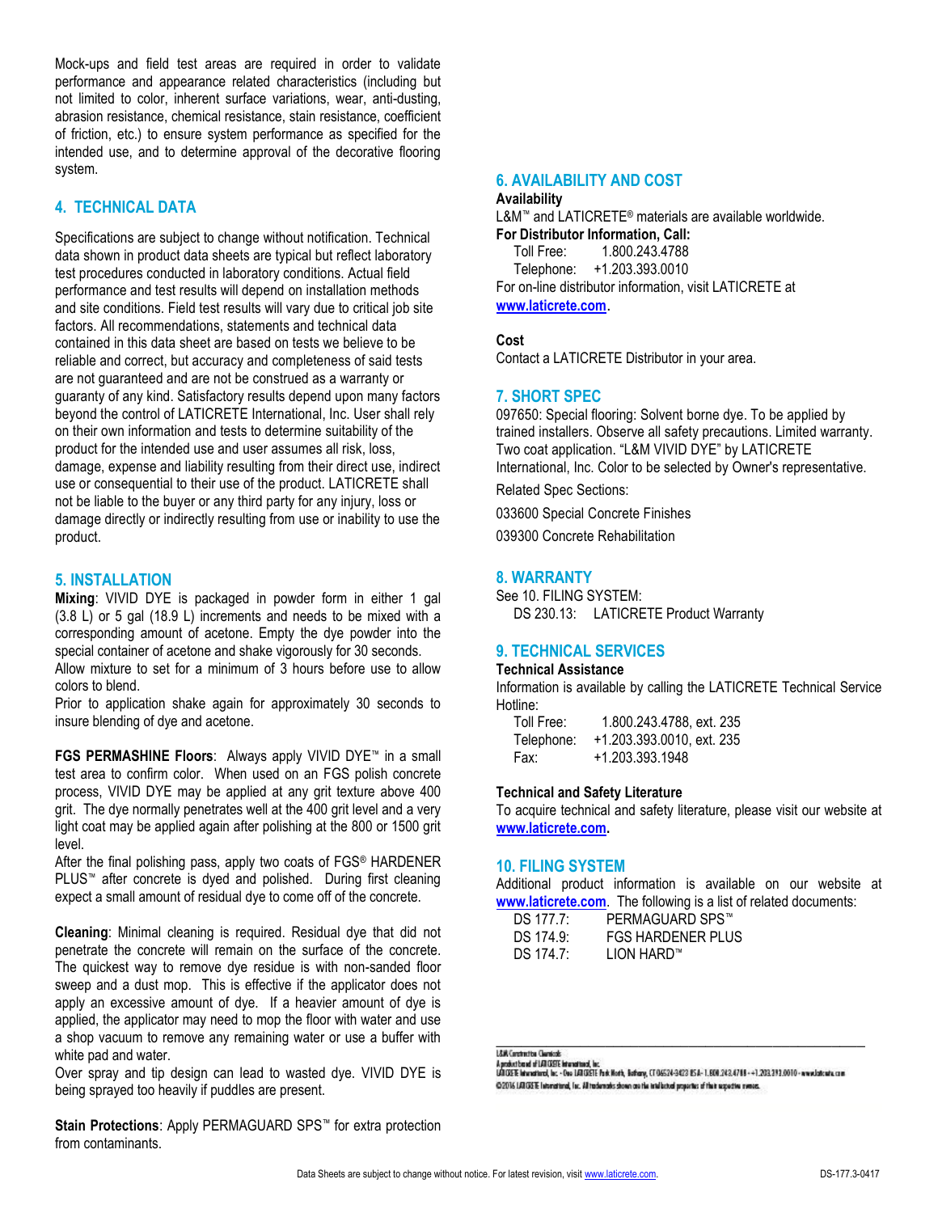Mock-ups and field test areas are required in order to validate performance and appearance related characteristics (including but not limited to color, inherent surface variations, wear, anti-dusting, abrasion resistance, chemical resistance, stain resistance, coefficient of friction, etc.) to ensure system performance as specified for the intended use, and to determine approval of the decorative flooring system.

## 4. TECHNICAL DATA

Specifications are subject to change without notification. Technical data shown in product data sheets are typical but reflect laboratory test procedures conducted in laboratory conditions. Actual field performance and test results will depend on installation methods and site conditions. Field test results will vary due to critical job site factors. All recommendations, statements and technical data contained in this data sheet are based on tests we believe to be reliable and correct, but accuracy and completeness of said tests are not guaranteed and are not be construed as a warranty or guaranty of any kind. Satisfactory results depend upon many factors beyond the control of LATICRETE International, Inc. User shall rely on their own information and tests to determine suitability of the product for the intended use and user assumes all risk, loss, damage, expense and liability resulting from their direct use, indirect use or consequential to their use of the product. LATICRETE shall not be liable to the buyer or any third party for any injury, loss or damage directly or indirectly resulting from use or inability to use the product.

## 5. INSTALLATION

**Mixing**: VIVID DYE is packaged in powder form in either 1 gal (3.8 L) or 5 gal (18.9 L) increments and needs to be mixed with a corresponding amount of acetone. Empty the dye powder into the special container of acetone and shake vigorously for 30 seconds.
Allow mixture to set for a minimum of 3 hours before use to allow colors to blend.
Prior to application shake again for approximately 30 seconds to insure blending of dye and acetone.

**FGS PERMASHINE Floors**: Always apply VIVID DYE™ in a small test area to confirm color. When used on an FGS polish concrete process, VIVID DYE may be applied at any grit texture above 400 grit. The dye normally penetrates well at the 400 grit level and a very light coat may be applied again after polishing at the 800 or 1500 grit level.
After the final polishing pass, apply two coats of FGS® HARDENER PLUS™ after concrete is dyed and polished. During first cleaning expect a small amount of residual dye to come off of the concrete.

**Cleaning**: Minimal cleaning is required. Residual dye that did not penetrate the concrete will remain on the surface of the concrete. The quickest way to remove dye residue is with non-sanded floor sweep and a dust mop. This is effective if the applicator does not apply an excessive amount of dye. If a heavier amount of dye is applied, the applicator may need to mop the floor with water and use a shop vacuum to remove any remaining water or use a buffer with white pad and water.
Over spray and tip design can lead to wasted dye. VIVID DYE is being sprayed too heavily if puddles are present.

**Stain Protections**: Apply PERMAGUARD SPS™ for extra protection from contaminants.

## 6. AVAILABILITY AND COST

**Availability**
L&M™ and LATICRETE® materials are available worldwide.
**For Distributor Information, Call:**
Toll Free: 1.800.243.4788
Telephone: +1.203.393.0010
For on-line distributor information, visit LATICRETE at www.laticrete.com.

**Cost**
Contact a LATICRETE Distributor in your area.

## 7. SHORT SPEC

097650: Special flooring: Solvent borne dye. To be applied by trained installers. Observe all safety precautions. Limited warranty. Two coat application. "L&M VIVID DYE" by LATICRETE International, Inc. Color to be selected by Owner's representative.

Related Spec Sections:

033600 Special Concrete Finishes

039300 Concrete Rehabilitation

## 8. WARRANTY

See 10. FILING SYSTEM:
DS 230.13: LATICRETE Product Warranty

## 9. TECHNICAL SERVICES

**Technical Assistance**
Information is available by calling the LATICRETE Technical Service Hotline:
Toll Free: 1.800.243.4788, ext. 235
Telephone: +1.203.393.0010, ext. 235
Fax: +1.203.393.1948

**Technical and Safety Literature**
To acquire technical and safety literature, please visit our website at www.laticrete.com.

## 10. FILING SYSTEM

Additional product information is available on our website at www.laticrete.com. The following is a list of related documents:

DS 177.7: PERMAGUARD SPS™
DS 174.9: FGS HARDENER PLUS
DS 174.7: LION HARD™

L&M Construction Chemicals
A product brand of LATICRETE International, Inc.
LATICRETE International, Inc. • One LATICRETE Park North, Bethany, CT 06524-3423 USA • 1.800.243.4788 • +1.203.393.0010 • www.laticrete.com
©2016 LATICRETE International, Inc. All trademarks shown are the intellectual properties of their respective owners.

Data Sheets are subject to change without notice. For latest revision, visit www.laticrete.com.

DS-177.3-0417